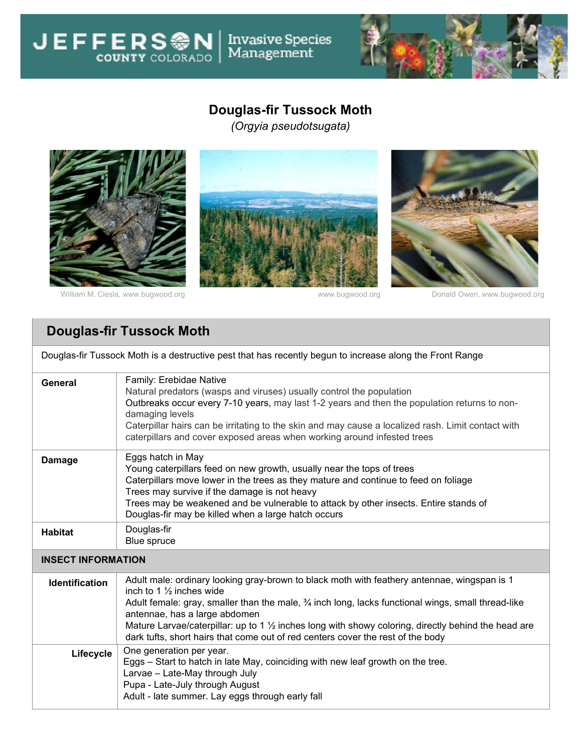# Douglas-fir Tussock Moth

*(Orgyia pseudotsugata)*

William M. Ciesla, www.bugwood.org

www.bugwood.org

Donald Owen, www.bugwood.org

| Douglas-fir Tussock Moth | |
|---|---|
| Douglas-fir Tussock Moth is a destructive pest that has recently begun to increase along the Front Range | |
| **General** | Family: Erebidae Native<br>Natural predators (wasps and viruses) usually control the population<br>Outbreaks occur every 7-10 years, may last 1-2 years and then the population returns to non-damaging levels<br>Caterpillar hairs can be irritating to the skin and may cause a localized rash. Limit contact with caterpillars and cover exposed areas when working around infested trees |
| **Damage** | Eggs hatch in May<br>Young caterpillars feed on new growth, usually near the tops of trees<br>Caterpillars move lower in the trees as they mature and continue to feed on foliage<br>Trees may survive if the damage is not heavy<br>Trees may be weakened and be vulnerable to attack by other insects. Entire stands of Douglas-fir may be killed when a large hatch occurs |
| **Habitat** | Douglas-fir<br>Blue spruce |
| **INSECT INFORMATION** | |
| **Identification** | Adult male: ordinary looking gray-brown to black moth with feathery antennae, wingspan is 1 inch to 1 ½ inches wide<br>Adult female: gray, smaller than the male, ¾ inch long, lacks functional wings, small thread-like antennae, has a large abdomen<br>Mature Larvae/caterpillar: up to 1 ½ inches long with showy coloring, directly behind the head are dark tufts, short hairs that come out of red centers cover the rest of the body |
| **Lifecycle** | One generation per year.<br>Eggs – Start to hatch in late May, coinciding with new leaf growth on the tree.<br>Larvae – Late-May through July<br>Pupa - Late-July through August<br>Adult - late summer. Lay eggs through early fall |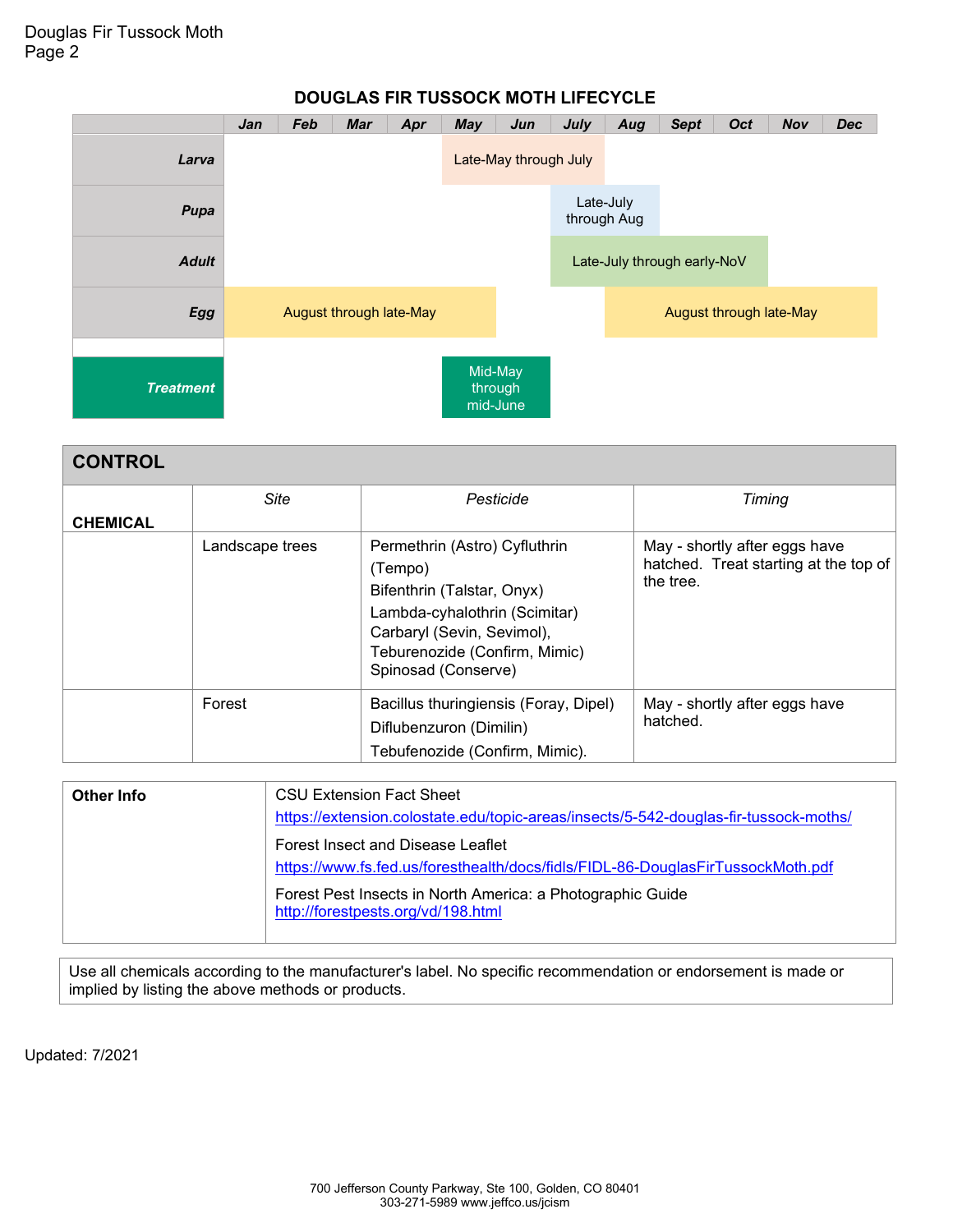## DOUGLAS FIR TUSSOCK MOTH LIFECYCLE

| | Jan | Feb | Mar | Apr | May | Jun | July | Aug | Sept | Oct | Nov | Dec |
|---|---|---|---|---|---|---|---|---|---|---|---|---|
| **Larva** | | | | | Late-May through July | | | | | | | |
| **Pupa** | | | | | | | Late-July through Aug | | | | | |
| **Adult** | | | | | | | Late-July through early-NoV | | | | | |
| **Egg** | August through late-May | | | | | | | August through late-May | | | | |
| **Treatment** | | | | | Mid-May through mid-June | | | | | | | |

## CONTROL

| CHEMICAL | Site | Pesticide | Timing |
|---|---|---|---|
| | Landscape trees | Permethrin (Astro) Cyfluthrin (Tempo)<br>Bifenthrin (Talstar, Onyx)<br>Lambda-cyhalothrin (Scimitar) Carbaryl (Sevin, Sevimol), Teburenozide (Confirm, Mimic) Spinosad (Conserve) | May - shortly after eggs have hatched. Treat starting at the top of the tree. |
| | Forest | Bacillus thuringiensis (Foray, Dipel)<br>Diflubenzuron (Dimilin)<br>Tebufenozide (Confirm, Mimic). | May - shortly after eggs have hatched. |

| | |
|---|---|
| **Other Info** | CSU Extension Fact Sheet<br>https://extension.colostate.edu/topic-areas/insects/5-542-douglas-fir-tussock-moths/<br>Forest Insect and Disease Leaflet<br>https://www.fs.fed.us/foresthealth/docs/fidls/FIDL-86-DouglasFirTussockMoth.pdf<br>Forest Pest Insects in North America: a Photographic Guide<br>http://forestpests.org/vd/198.html |

Use all chemicals according to the manufacturer's label. No specific recommendation or endorsement is made or implied by listing the above methods or products.

Updated: 7/2021